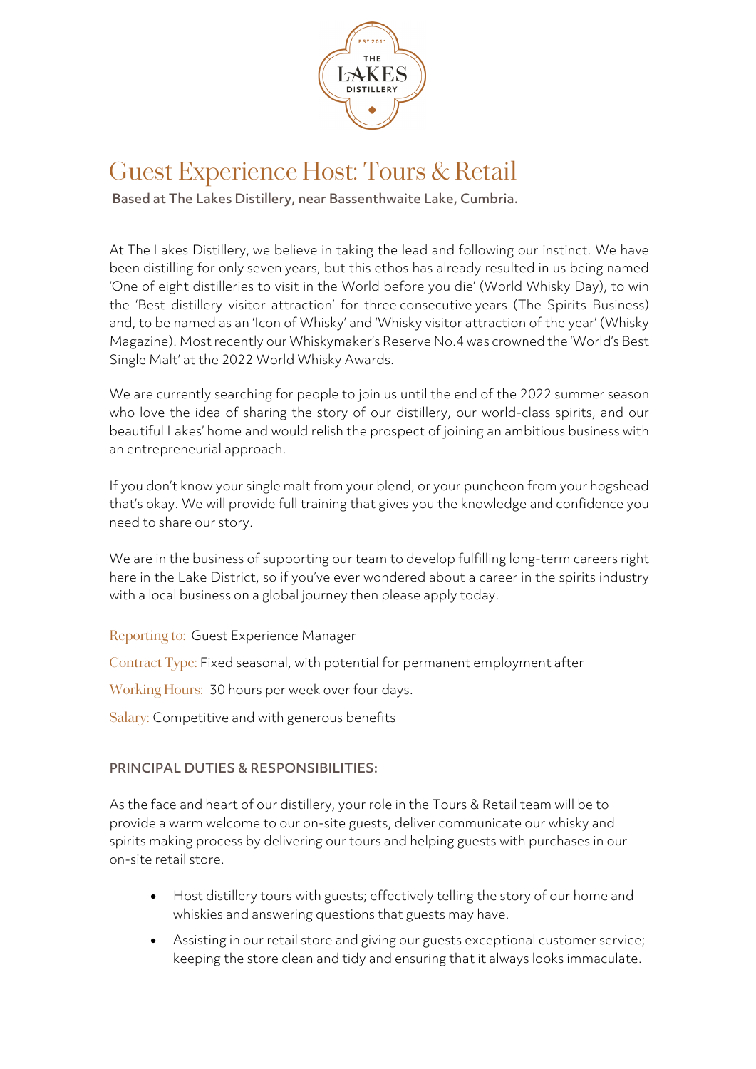# Guest Experience Host: Tours & Retail

**Based at The Lakes Distillery, near Bassenthwaite Lake, Cumbria.**

At The Lakes Distillery, we believe in taking the lead and following our instinct. We have been distilling for only seven years, but this ethos has already resulted in us being named 'One of eight distilleries to visit in the World before you die' (World Whisky Day), to win the 'Best distillery visitor attraction' for three consecutive years (The Spirits Business) and, to be named as an 'Icon of Whisky' and 'Whisky visitor attraction of the year' (Whisky Magazine). Most recently our Whiskymaker's Reserve No.4 was crowned the 'World's Best Single Malt' at the 2022 World Whisky Awards.

We are currently searching for people to join us until the end of the 2022 summer season who love the idea of sharing the story of our distillery, our world-class spirits, and our beautiful Lakes' home and would relish the prospect of joining an ambitious business with an entrepreneurial approach.

If you don't know your single malt from your blend, or your puncheon from your hogshead that's okay. We will provide full training that gives you the knowledge and confidence you need to share our story.

We are in the business of supporting our team to develop fulfilling long-term careers right here in the Lake District, so if you've ever wondered about a career in the spirits industry with a local business on a global journey then please apply today.

Reporting to: Guest Experience Manager

Contract Type: Fixed seasonal, with potential for permanent employment after

Working Hours: 30 hours per week over four days.

Salary: Competitive and with generous benefits

## PRINCIPAL DUTIES & RESPONSIBILITIES:

As the face and heart of our distillery, your role in the Tours & Retail team will be to provide a warm welcome to our on-site guests, deliver communicate our whisky and spirits making process by delivering our tours and helping guests with purchases in our on-site retail store.

- Host distillery tours with guests; effectively telling the story of our home and whiskies and answering questions that guests may have.
- Assisting in our retail store and giving our guests exceptional customer service; keeping the store clean and tidy and ensuring that it always looks immaculate.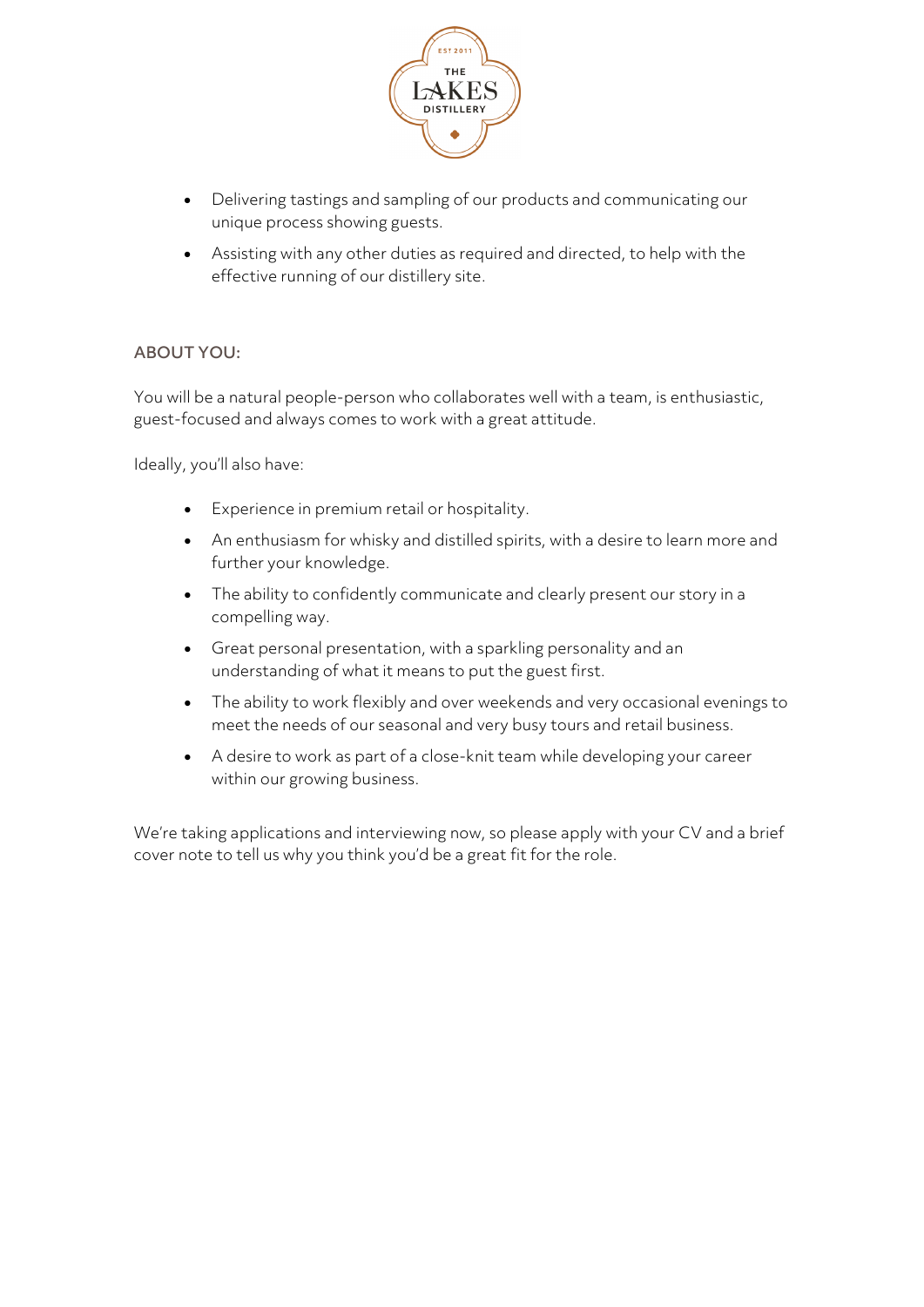- Delivering tastings and sampling of our products and communicating our unique process showing guests.
- Assisting with any other duties as required and directed, to help with the effective running of our distillery site.

## ABOUT YOU:

You will be a natural people-person who collaborates well with a team, is enthusiastic, guest-focused and always comes to work with a great attitude.

Ideally, you'll also have:

- Experience in premium retail or hospitality.
- An enthusiasm for whisky and distilled spirits, with a desire to learn more and further your knowledge.
- The ability to confidently communicate and clearly present our story in a compelling way.
- Great personal presentation, with a sparkling personality and an understanding of what it means to put the guest first.
- The ability to work flexibly and over weekends and very occasional evenings to meet the needs of our seasonal and very busy tours and retail business.
- A desire to work as part of a close-knit team while developing your career within our growing business.

We're taking applications and interviewing now, so please apply with your CV and a brief cover note to tell us why you think you'd be a great fit for the role.